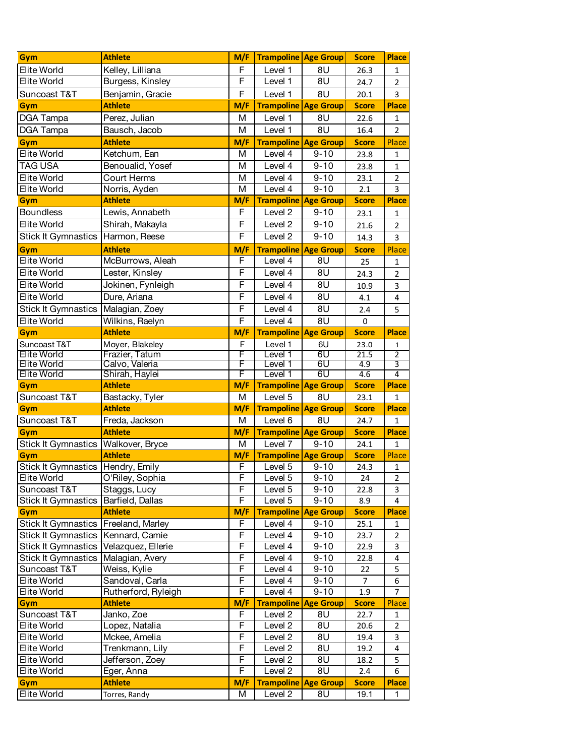| Gym | Athlete | M/F | Trampoline | Age Group | Score | Place |
|---|---|---|---|---|---|---|
| Elite World | Kelley, Lilliana | F | Level 1 | 8U | 26.3 | 1 |
| Elite World | Burgess, Kinsley | F | Level 1 | 8U | 24.7 | 2 |
| Suncoast T&T | Benjamin, Gracie | F | Level 1 | 8U | 20.1 | 3 |
| **Gym** | **Athlete** | **M/F** | **Trampoline** | **Age Group** | **Score** | **Place** |
| DGA Tampa | Perez, Julian | M | Level 1 | 8U | 22.6 | 1 |
| DGA Tampa | Bausch, Jacob | M | Level 1 | 8U | 16.4 | 2 |
| **Gym** | **Athlete** | **M/F** | **Trampoline** | **Age Group** | **Score** | Place |
| Elite World | Ketchum, Ean | M | Level 4 | 9-10 | 23.8 | 1 |
| TAG USA | Benoualid, Yosef | M | Level 4 | 9-10 | 23.8 | 1 |
| Elite World | Court Herms | M | Level 4 | 9-10 | 23.1 | 2 |
| Elite World | Norris, Ayden | M | Level 4 | 9-10 | 2.1 | 3 |
| **Gym** | **Athlete** | **M/F** | **Trampoline** | **Age Group** | **Score** | **Place** |
| Boundless | Lewis, Annabeth | F | Level 2 | 9-10 | 23.1 | 1 |
| Elite World | Shirah, Makayla | F | Level 2 | 9-10 | 21.6 | 2 |
| Stick It Gymnastics | Harmon, Reese | F | Level 2 | 9-10 | 14.3 | 3 |
| **Gym** | **Athlete** | **M/F** | **Trampoline** | **Age Group** | **Score** | Place |
| Elite World | McBurrows, Aleah | F | Level 4 | 8U | 25 | 1 |
| Elite World | Lester, Kinsley | F | Level 4 | 8U | 24.3 | 2 |
| Elite World | Jokinen, Fynleigh | F | Level 4 | 8U | 10.9 | 3 |
| Elite World | Dure, Ariana | F | Level 4 | 8U | 4.1 | 4 |
| Stick It Gymnastics | Malagian, Zoey | F | Level 4 | 8U | 2.4 | 5 |
| Elite World | Wilkins, Raelyn | F | Level 4 | 8U | 0 | |
| **Gym** | **Athlete** | **M/F** | **Trampoline** | **Age Group** | **Score** | **Place** |
| Suncoast T&T | Moyer, Blakeley | F | Level 1 | 6U | 23.0 | 1 |
| Elite World | Frazier, Tatum | F | Level 1 | 6U | 21.5 | 2 |
| Elite World | Calvo, Valeria | F | Level 1 | 6U | 4.9 | 3 |
| Elite World | Shirah, Haylei | F | Level 1 | 6U | 4.6 | 4 |
| **Gym** | **Athlete** | **M/F** | **Trampoline** | **Age Group** | **Score** | **Place** |
| Suncoast T&T | Bastacky, Tyler | M | Level 5 | 8U | 23.1 | 1 |
| **Gym** | **Athlete** | **M/F** | **Trampoline** | **Age Group** | **Score** | **Place** |
| Suncoast T&T | Freda, Jackson | M | Level 6 | 8U | 24.7 | 1 |
| **Gym** | **Athlete** | **M/F** | **Trampoline** | **Age Group** | **Score** | **Place** |
| Stick It Gymnastics | Walkover, Bryce | M | Level 7 | 9-10 | 24.1 | 1 |
| **Gym** | **Athlete** | **M/F** | **Trampoline** | **Age Group** | **Score** | Place |
| Stick It Gymnastics | Hendry, Emily | F | Level 5 | 9-10 | 24.3 | 1 |
| Elite World | O'Riley, Sophia | F | Level 5 | 9-10 | 24 | 2 |
| Suncoast T&T | Staggs, Lucy | F | Level 5 | 9-10 | 22.8 | 3 |
| Stick It Gymnastics | Barfield, Dallas | F | Level 5 | 9-10 | 8.9 | 4 |
| **Gym** | **Athlete** | **M/F** | **Trampoline** | **Age Group** | **Score** | **Place** |
| Stick It Gymnastics | Freeland, Marley | F | Level 4 | 9-10 | 25.1 | 1 |
| Stick It Gymnastics | Kennard, Camie | F | Level 4 | 9-10 | 23.7 | 2 |
| Stick It Gymnastics | Velazquez, Ellerie | F | Level 4 | 9-10 | 22.9 | 3 |
| Stick It Gymnastics | Malagian, Avery | F | Level 4 | 9-10 | 22.8 | 4 |
| Suncoast T&T | Weiss, Kylie | F | Level 4 | 9-10 | 22 | 5 |
| Elite World | Sandoval, Carla | F | Level 4 | 9-10 | 7 | 6 |
| Elite World | Rutherford, Ryleigh | F | Level 4 | 9-10 | 1.9 | 7 |
| **Gym** | **Athlete** | **M/F** | **Trampoline** | **Age Group** | **Score** | Place |
| Suncoast T&T | Janko, Zoe | F | Level 2 | 8U | 22.7 | 1 |
| Elite World | Lopez, Natalia | F | Level 2 | 8U | 20.6 | 2 |
| Elite World | Mckee, Amelia | F | Level 2 | 8U | 19.4 | 3 |
| Elite World | Trenkmann, Lily | F | Level 2 | 8U | 19.2 | 4 |
| Elite World | Jefferson, Zoey | F | Level 2 | 8U | 18.2 | 5 |
| Elite World | Eger, Anna | F | Level 2 | 8U | 2.4 | 6 |
| **Gym** | **Athlete** | **M/F** | **Trampoline** | **Age Group** | **Score** | **Place** |
| Elite World | Torres, Randy | M | Level 2 | 8U | 19.1 | 1 |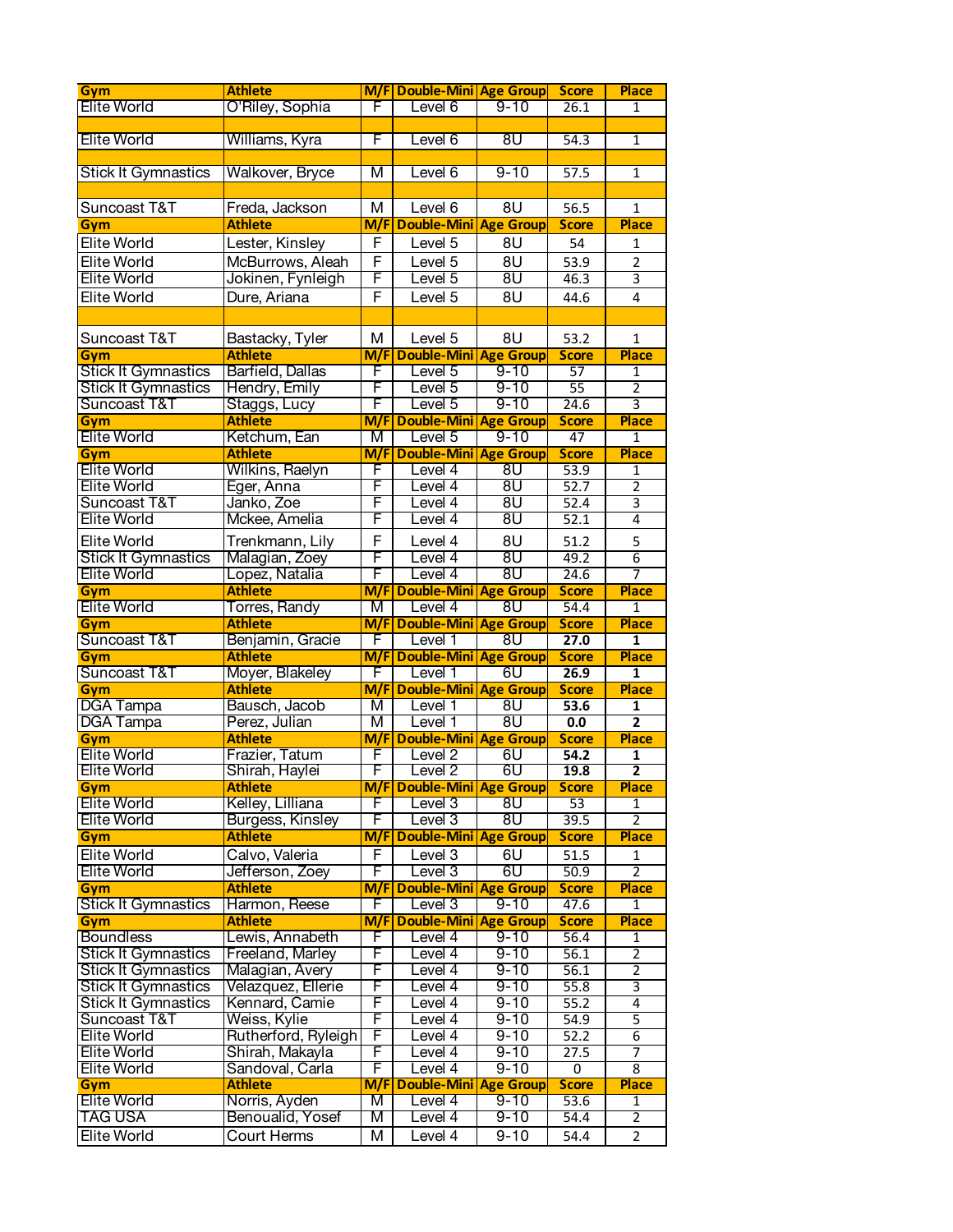| Gym | Athlete | M/F | Double-Mini | Age Group | Score | Place |
|---|---|---|---|---|---|---|
| Elite World | O'Riley, Sophia | F | Level 6 | 9-10 | 26.1 | 1 |
| | | | | | | |
| Elite World | Williams, Kyra | F | Level 6 | 8U | 54.3 | 1 |
| | | | | | | |
| Stick It Gymnastics | Walkover, Bryce | M | Level 6 | 9-10 | 57.5 | 1 |
| | | | | | | |
| Suncoast T&T | Freda, Jackson | M | Level 6 | 8U | 56.5 | 1 |
| **Gym** | **Athlete** | **M/F** | **Double-Mini** | **Age Group** | **Score** | **Place** |
| Elite World | Lester, Kinsley | F | Level 5 | 8U | 54 | 1 |
| Elite World | McBurrows, Aleah | F | Level 5 | 8U | 53.9 | 2 |
| Elite World | Jokinen, Fynleigh | F | Level 5 | 8U | 46.3 | 3 |
| Elite World | Dure, Ariana | F | Level 5 | 8U | 44.6 | 4 |
| | | | | | | |
| Suncoast T&T | Bastacky, Tyler | M | Level 5 | 8U | 53.2 | 1 |
| **Gym** | **Athlete** | **M/F** | **Double-Mini** | **Age Group** | **Score** | **Place** |
| Stick It Gymnastics | Barfield, Dallas | F | Level 5 | 9-10 | 57 | 1 |
| Stick It Gymnastics | Hendry, Emily | F | Level 5 | 9-10 | 55 | 2 |
| Suncoast T&T | Staggs, Lucy | F | Level 5 | 9-10 | 24.6 | 3 |
| **Gym** | **Athlete** | **M/F** | **Double-Mini** | **Age Group** | **Score** | **Place** |
| Elite World | Ketchum, Ean | M | Level 5 | 9-10 | 47 | 1 |
| **Gym** | **Athlete** | **M/F** | **Double-Mini** | **Age Group** | **Score** | **Place** |
| Elite World | Wilkins, Raelyn | F | Level 4 | 8U | 53.9 | 1 |
| Elite World | Eger, Anna | F | Level 4 | 8U | 52.7 | 2 |
| Suncoast T&T | Janko, Zoe | F | Level 4 | 8U | 52.4 | 3 |
| Elite World | Mckee, Amelia | F | Level 4 | 8U | 52.1 | 4 |
| Elite World | Trenkmann, Lily | F | Level 4 | 8U | 51.2 | 5 |
| Stick It Gymnastics | Malagian, Zoey | F | Level 4 | 8U | 49.2 | 6 |
| Elite World | Lopez, Natalia | F | Level 4 | 8U | 24.6 | 7 |
| **Gym** | **Athlete** | **M/F** | **Double-Mini** | **Age Group** | **Score** | **Place** |
| Elite World | Torres, Randy | M | Level 4 | 8U | 54.4 | 1 |
| **Gym** | **Athlete** | **M/F** | **Double-Mini** | **Age Group** | **Score** | **Place** |
| Suncoast T&T | Benjamin, Gracie | F | Level 1 | 8U | **27.0** | **1** |
| **Gym** | **Athlete** | **M/F** | **Double-Mini** | **Age Group** | **Score** | **Place** |
| Suncoast T&T | Moyer, Blakeley | F | Level 1 | 6U | **26.9** | **1** |
| **Gym** | **Athlete** | **M/F** | **Double-Mini** | **Age Group** | **Score** | **Place** |
| DGA Tampa | Bausch, Jacob | M | Level 1 | 8U | **53.6** | **1** |
| DGA Tampa | Perez, Julian | M | Level 1 | 8U | **0.0** | **2** |
| **Gym** | **Athlete** | **M/F** | **Double-Mini** | **Age Group** | **Score** | **Place** |
| Elite World | Frazier, Tatum | F | Level 2 | 6U | **54.2** | **1** |
| Elite World | Shirah, Haylei | F | Level 2 | 6U | **19.8** | **2** |
| **Gym** | **Athlete** | **M/F** | **Double-Mini** | **Age Group** | **Score** | **Place** |
| Elite World | Kelley, Lilliana | F | Level 3 | 8U | 53 | 1 |
| Elite World | Burgess, Kinsley | F | Level 3 | 8U | 39.5 | 2 |
| **Gym** | **Athlete** | **M/F** | **Double-Mini** | **Age Group** | **Score** | **Place** |
| Elite World | Calvo, Valeria | F | Level 3 | 6U | 51.5 | 1 |
| Elite World | Jefferson, Zoey | F | Level 3 | 6U | 50.9 | 2 |
| **Gym** | **Athlete** | **M/F** | **Double-Mini** | **Age Group** | **Score** | **Place** |
| Stick It Gymnastics | Harmon, Reese | F | Level 3 | 9-10 | 47.6 | 1 |
| **Gym** | **Athlete** | **M/F** | **Double-Mini** | **Age Group** | **Score** | **Place** |
| Boundless | Lewis, Annabeth | F | Level 4 | 9-10 | 56.4 | 1 |
| Stick It Gymnastics | Freeland, Marley | F | Level 4 | 9-10 | 56.1 | 2 |
| Stick It Gymnastics | Malagian, Avery | F | Level 4 | 9-10 | 56.1 | 2 |
| Stick It Gymnastics | Velazquez, Ellerie | F | Level 4 | 9-10 | 55.8 | 3 |
| Stick It Gymnastics | Kennard, Camie | F | Level 4 | 9-10 | 55.2 | 4 |
| Suncoast T&T | Weiss, Kylie | F | Level 4 | 9-10 | 54.9 | 5 |
| Elite World | Rutherford, Ryleigh | F | Level 4 | 9-10 | 52.2 | 6 |
| Elite World | Shirah, Makayla | F | Level 4 | 9-10 | 27.5 | 7 |
| Elite World | Sandoval, Carla | F | Level 4 | 9-10 | 0 | 8 |
| **Gym** | **Athlete** | **M/F** | **Double-Mini** | **Age Group** | **Score** | **Place** |
| Elite World | Norris, Ayden | M | Level 4 | 9-10 | 53.6 | 1 |
| TAG USA | Benoualid, Yosef | M | Level 4 | 9-10 | 54.4 | 2 |
| Elite World | Court Herms | M | Level 4 | 9-10 | 54.4 | 2 |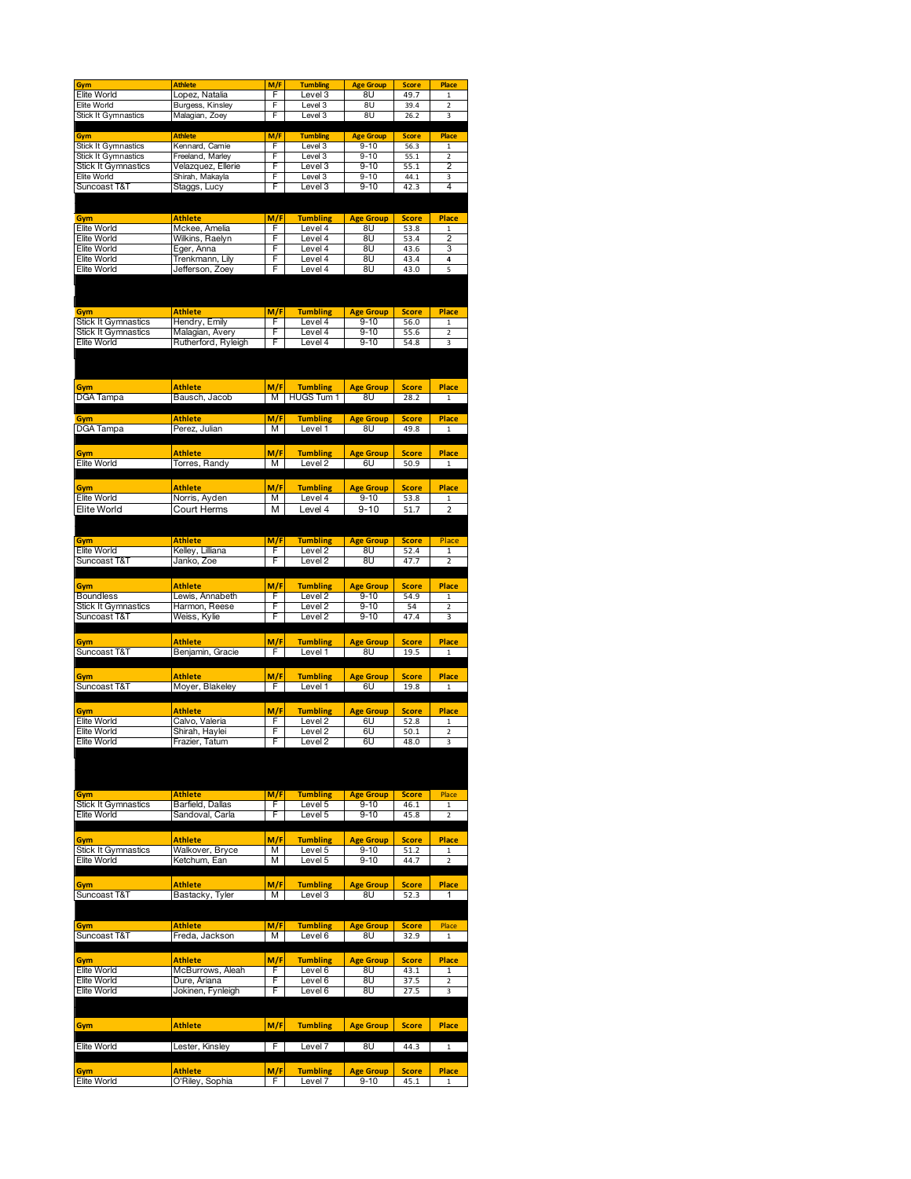| Gym | Athlete | M/F | Tumbling | Age Group | Score | Place |
|---|---|---|---|---|---|---|
| Elite World | Lopez, Natalia | F | Level 3 | 8U | 49.7 | 1 |
| Elite World | Burgess, Kinsley | F | Level 3 | 8U | 39.4 | 2 |
| Stick It Gymnastics | Malagian, Zoey | F | Level 3 | 8U | 26.2 | 3 |

| Gym | Athlete | M/F | Tumbling | Age Group | Score | Place |
|---|---|---|---|---|---|---|
| Stick It Gymnastics | Kennard, Carrie | F | Level 3 | 9-10 | 56.3 | 1 |
| Stick It Gymnastics | Freeland, Marley | F | Level 3 | 9-10 | 55.1 | 2 |
| Stick It Gymnastics | Velazquez, Ellerie | F | Level 3 | 9-10 | 55.1 | 2 |
| Elite World | Shirah, Makayla | F | Level 3 | 9-10 | 44.1 | 3 |
| Suncoast T&T | Staggs, Lucy | F | Level 3 | 9-10 | 42.3 | 4 |

| Gym | Athlete | M/F | Tumbling | Age Group | Score | Place |
|---|---|---|---|---|---|---|
| Elite World | Mckee, Amelia | F | Level 4 | 8U | 53.8 | 1 |
| Elite World | Wilkins, Raelyn | F | Level 4 | 8U | 53.4 | 2 |
| Elite World | Eger, Anna | F | Level 4 | 8U | 43.6 | 3 |
| Elite World | Trenkmann, Lily | F | Level 4 | 8U | 43.4 | 4 |
| Elite World | Jefferson, Zoey | F | Level 4 | 8U | 43.0 | 5 |

| Gym | Athlete | M/F | Tumbling | Age Group | Score | Place |
|---|---|---|---|---|---|---|
| Stick It Gymnastics | Hendry, Emily | F | Level 4 | 9-10 | 56.0 | 1 |
| Stick It Gymnastics | Malagian, Avery | F | Level 4 | 9-10 | 55.6 | 2 |
| Elite World | Rutherford, Ryleigh | F | Level 4 | 9-10 | 54.8 | 3 |

| Gym | Athlete | M/F | Tumbling | Age Group | Score | Place |
|---|---|---|---|---|---|---|
| DGA Tampa | Bausch, Jacob | M | HUGS Tum 1 | 8U | 28.2 | 1 |

| Gym | Athlete | M/F | Tumbling | Age Group | Score | Place |
|---|---|---|---|---|---|---|
| DGA Tampa | Perez, Julian | M | Level 1 | 8U | 49.8 | 1 |

| Gym | Athlete | M/F | Tumbling | Age Group | Score | Place |
|---|---|---|---|---|---|---|
| Elite World | Torres, Randy | M | Level 2 | 6U | 50.9 | 1 |

| Gym | Athlete | M/F | Tumbling | Age Group | Score | Place |
|---|---|---|---|---|---|---|
| Elite World | Norris, Ayden | M | Level 4 | 9-10 | 53.8 | 1 |
| Elite World | Court Herms | M | Level 4 | 9-10 | 51.7 | 2 |

| Gym | Athlete | M/F | Tumbling | Age Group | Score | Place |
|---|---|---|---|---|---|---|
| Elite World | Kelley, Lilliana | F | Level 2 | 8U | 52.4 | 1 |
| Suncoast T&T | Janko, Zoe | F | Level 2 | 8U | 47.7 | 2 |

| Gym | Athlete | M/F | Tumbling | Age Group | Score | Place |
|---|---|---|---|---|---|---|
| Boundless | Lewis, Annabeth | F | Level 2 | 9-10 | 54.9 | 1 |
| Stick It Gymnastics | Harmon, Reese | F | Level 2 | 9-10 | 54 | 2 |
| Suncoast T&T | Weiss, Kylie | F | Level 2 | 9-10 | 47.4 | 3 |

| Gym | Athlete | M/F | Tumbling | Age Group | Score | Place |
|---|---|---|---|---|---|---|
| Suncoast T&T | Benjamin, Gracie | F | Level 1 | 8U | 19.5 | 1 |

| Gym | Athlete | M/F | Tumbling | Age Group | Score | Place |
|---|---|---|---|---|---|---|
| Suncoast T&T | Moyer, Blakeley | F | Level 1 | 6U | 19.8 | 1 |

| Gym | Athlete | M/F | Tumbling | Age Group | Score | Place |
|---|---|---|---|---|---|---|
| Elite World | Calvo, Valeria | F | Level 2 | 6U | 52.8 | 1 |
| Elite World | Shirah, Haylei | F | Level 2 | 6U | 50.1 | 2 |
| Elite World | Frazier, Tatum | F | Level 2 | 6U | 48.0 | 3 |

| Gym | Athlete | M/F | Tumbling | Age Group | Score | Place |
|---|---|---|---|---|---|---|
| Stick It Gymnastics | Barfield, Dallas | F | Level 5 | 9-10 | 46.1 | 1 |
| Elite World | Sandoval, Carla | F | Level 5 | 9-10 | 45.8 | 2 |

| Gym | Athlete | M/F | Tumbling | Age Group | Score | Place |
|---|---|---|---|---|---|---|
| Stick It Gymnastics | Walkover, Bryce | M | Level 5 | 9-10 | 51.2 | 1 |
| Elite World | Ketchum, Ean | M | Level 5 | 9-10 | 44.7 | 2 |

| Gym | Athlete | M/F | Tumbling | Age Group | Score | Place |
|---|---|---|---|---|---|---|
| Suncoast T&T | Bastacky, Tyler | M | Level 3 | 8U | 52.3 | 1 |

| Gym | Athlete | M/F | Tumbling | Age Group | Score | Place |
|---|---|---|---|---|---|---|
| Suncoast T&T | Freda, Jackson | M | Level 6 | 8U | 32.9 | 1 |

| Gym | Athlete | M/F | Tumbling | Age Group | Score | Place |
|---|---|---|---|---|---|---|
| Elite World | McBurrows, Aleah | F | Level 6 | 8U | 43.1 | 1 |
| Elite World | Dure, Ariana | F | Level 6 | 8U | 37.5 | 2 |
| Elite World | Jokinen, Fynleigh | F | Level 6 | 8U | 27.5 | 3 |

| Gym | Athlete | M/F | Tumbling | Age Group | Score | Place |
|---|---|---|---|---|---|---|
| Elite World | Lester, Kinsley | F | Level 7 | 8U | 44.3 | 1 |

| Gym | Athlete | M/F | Tumbling | Age Group | Score | Place |
|---|---|---|---|---|---|---|
| Elite World | O'Riley, Sophia | F | Level 7 | 9-10 | 45.1 | 1 |